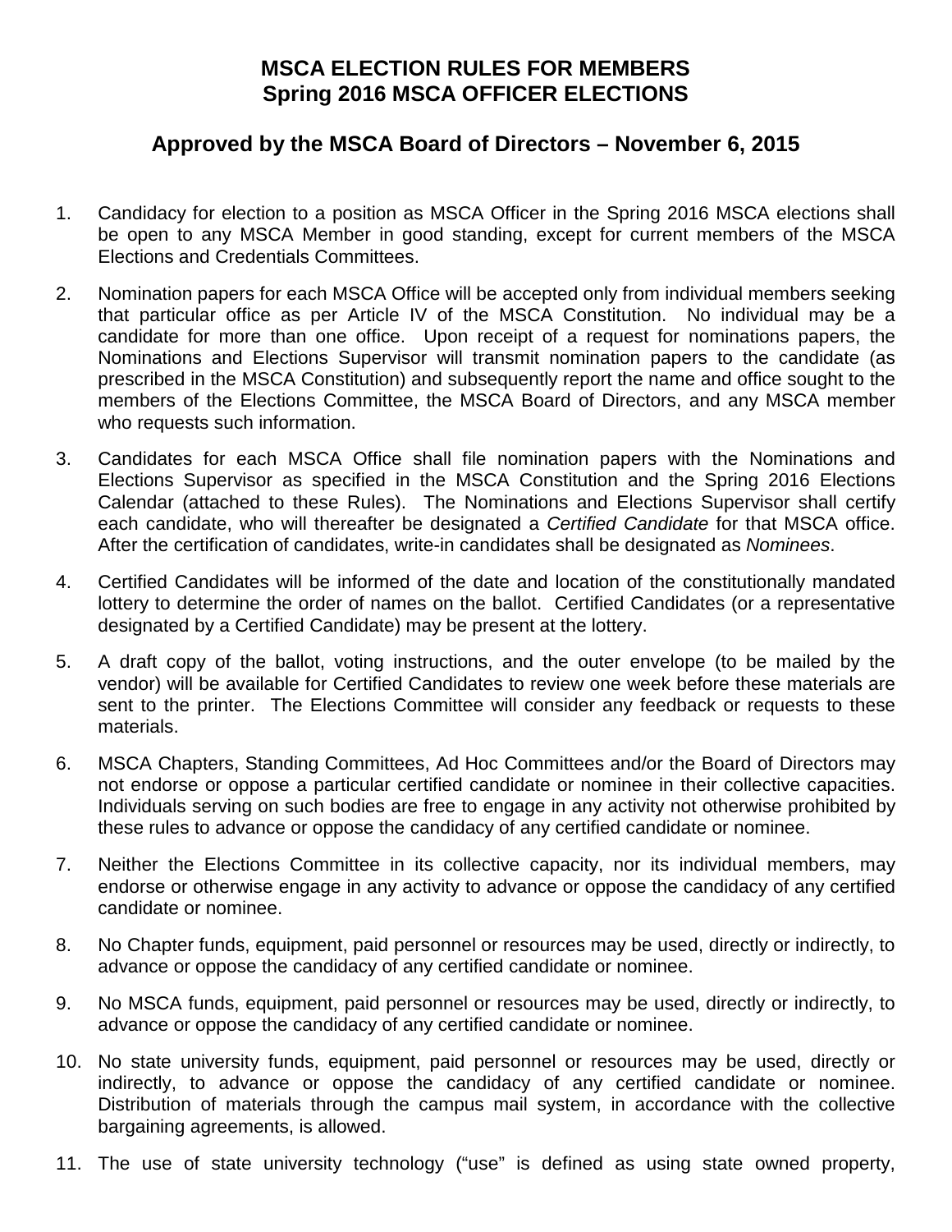# MSCA ELECTION RULES FOR MEMBERS
# Spring 2016 MSCA OFFICER ELECTIONS

## Approved by the MSCA Board of Directors – November 6, 2015

1. Candidacy for election to a position as MSCA Officer in the Spring 2016 MSCA elections shall be open to any MSCA Member in good standing, except for current members of the MSCA Elections and Credentials Committees.

2. Nomination papers for each MSCA Office will be accepted only from individual members seeking that particular office as per Article IV of the MSCA Constitution. No individual may be a candidate for more than one office. Upon receipt of a request for nominations papers, the Nominations and Elections Supervisor will transmit nomination papers to the candidate (as prescribed in the MSCA Constitution) and subsequently report the name and office sought to the members of the Elections Committee, the MSCA Board of Directors, and any MSCA member who requests such information.

3. Candidates for each MSCA Office shall file nomination papers with the Nominations and Elections Supervisor as specified in the MSCA Constitution and the Spring 2016 Elections Calendar (attached to these Rules). The Nominations and Elections Supervisor shall certify each candidate, who will thereafter be designated a *Certified Candidate* for that MSCA office. After the certification of candidates, write-in candidates shall be designated as *Nominees*.

4. Certified Candidates will be informed of the date and location of the constitutionally mandated lottery to determine the order of names on the ballot. Certified Candidates (or a representative designated by a Certified Candidate) may be present at the lottery.

5. A draft copy of the ballot, voting instructions, and the outer envelope (to be mailed by the vendor) will be available for Certified Candidates to review one week before these materials are sent to the printer. The Elections Committee will consider any feedback or requests to these materials.

6. MSCA Chapters, Standing Committees, Ad Hoc Committees and/or the Board of Directors may not endorse or oppose a particular certified candidate or nominee in their collective capacities. Individuals serving on such bodies are free to engage in any activity not otherwise prohibited by these rules to advance or oppose the candidacy of any certified candidate or nominee.

7. Neither the Elections Committee in its collective capacity, nor its individual members, may endorse or otherwise engage in any activity to advance or oppose the candidacy of any certified candidate or nominee.

8. No Chapter funds, equipment, paid personnel or resources may be used, directly or indirectly, to advance or oppose the candidacy of any certified candidate or nominee.

9. No MSCA funds, equipment, paid personnel or resources may be used, directly or indirectly, to advance or oppose the candidacy of any certified candidate or nominee.

10. No state university funds, equipment, paid personnel or resources may be used, directly or indirectly, to advance or oppose the candidacy of any certified candidate or nominee. Distribution of materials through the campus mail system, in accordance with the collective bargaining agreements, is allowed.

11. The use of state university technology ("use" is defined as using state owned property,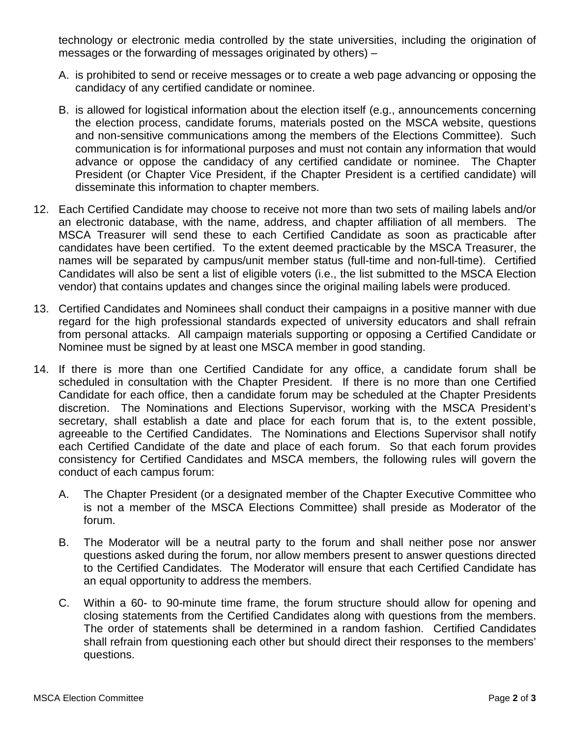technology or electronic media controlled by the state universities, including the origination of messages or the forwarding of messages originated by others) –

A. is prohibited to send or receive messages or to create a web page advancing or opposing the candidacy of any certified candidate or nominee.

B. is allowed for logistical information about the election itself (e.g., announcements concerning the election process, candidate forums, materials posted on the MSCA website, questions and non-sensitive communications among the members of the Elections Committee). Such communication is for informational purposes and must not contain any information that would advance or oppose the candidacy of any certified candidate or nominee. The Chapter President (or Chapter Vice President, if the Chapter President is a certified candidate) will disseminate this information to chapter members.

12. Each Certified Candidate may choose to receive not more than two sets of mailing labels and/or an electronic database, with the name, address, and chapter affiliation of all members. The MSCA Treasurer will send these to each Certified Candidate as soon as practicable after candidates have been certified. To the extent deemed practicable by the MSCA Treasurer, the names will be separated by campus/unit member status (full-time and non-full-time). Certified Candidates will also be sent a list of eligible voters (i.e., the list submitted to the MSCA Election vendor) that contains updates and changes since the original mailing labels were produced.

13. Certified Candidates and Nominees shall conduct their campaigns in a positive manner with due regard for the high professional standards expected of university educators and shall refrain from personal attacks. All campaign materials supporting or opposing a Certified Candidate or Nominee must be signed by at least one MSCA member in good standing.

14. If there is more than one Certified Candidate for any office, a candidate forum shall be scheduled in consultation with the Chapter President. If there is no more than one Certified Candidate for each office, then a candidate forum may be scheduled at the Chapter Presidents discretion. The Nominations and Elections Supervisor, working with the MSCA President's secretary, shall establish a date and place for each forum that is, to the extent possible, agreeable to the Certified Candidates. The Nominations and Elections Supervisor shall notify each Certified Candidate of the date and place of each forum. So that each forum provides consistency for Certified Candidates and MSCA members, the following rules will govern the conduct of each campus forum:

A. The Chapter President (or a designated member of the Chapter Executive Committee who is not a member of the MSCA Elections Committee) shall preside as Moderator of the forum.

B. The Moderator will be a neutral party to the forum and shall neither pose nor answer questions asked during the forum, nor allow members present to answer questions directed to the Certified Candidates. The Moderator will ensure that each Certified Candidate has an equal opportunity to address the members.

C. Within a 60- to 90-minute time frame, the forum structure should allow for opening and closing statements from the Certified Candidates along with questions from the members. The order of statements shall be determined in a random fashion. Certified Candidates shall refrain from questioning each other but should direct their responses to the members' questions.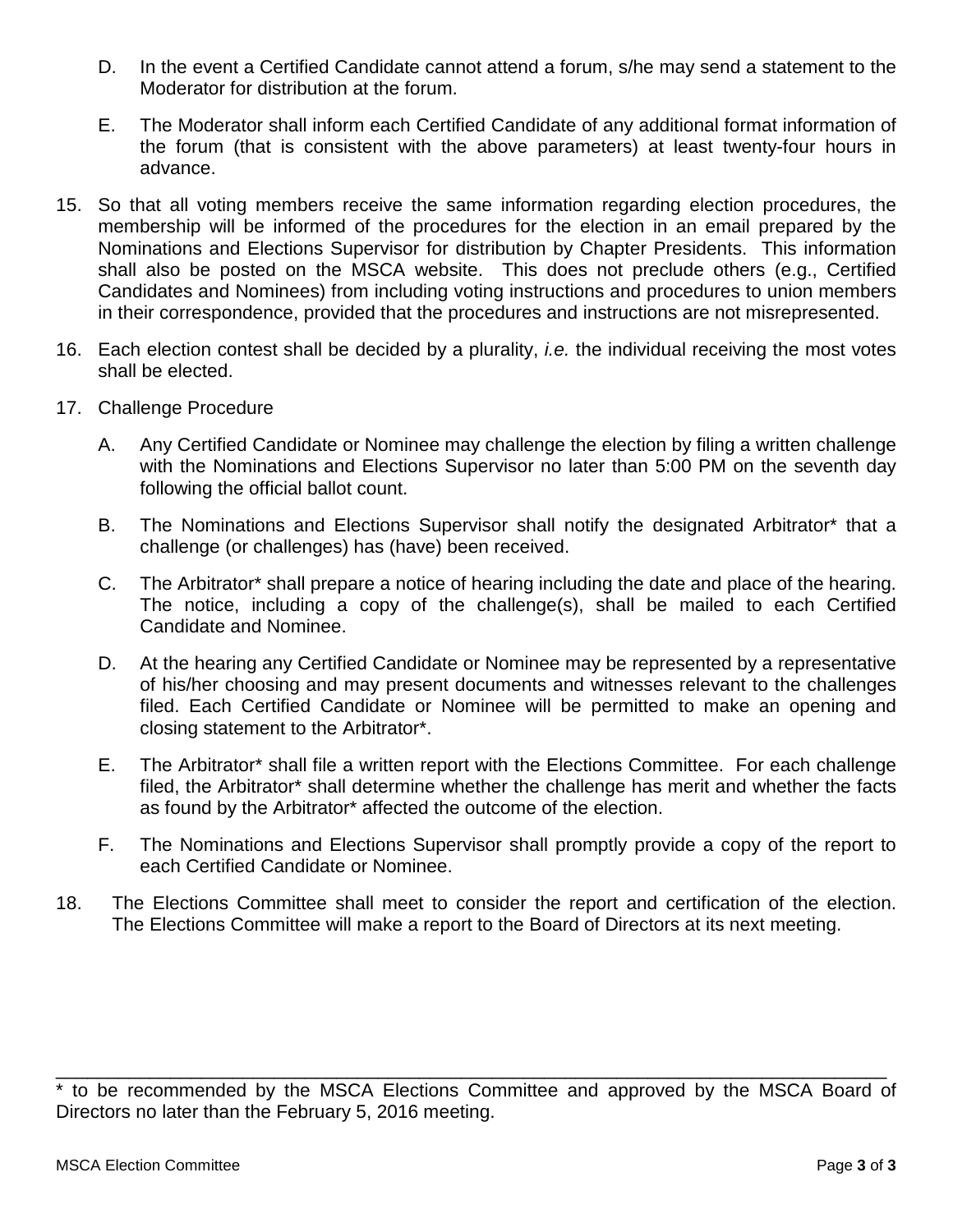D. In the event a Certified Candidate cannot attend a forum, s/he may send a statement to the Moderator for distribution at the forum.

E. The Moderator shall inform each Certified Candidate of any additional format information of the forum (that is consistent with the above parameters) at least twenty-four hours in advance.

15. So that all voting members receive the same information regarding election procedures, the membership will be informed of the procedures for the election in an email prepared by the Nominations and Elections Supervisor for distribution by Chapter Presidents. This information shall also be posted on the MSCA website. This does not preclude others (e.g., Certified Candidates and Nominees) from including voting instructions and procedures to union members in their correspondence, provided that the procedures and instructions are not misrepresented.

16. Each election contest shall be decided by a plurality, *i.e.* the individual receiving the most votes shall be elected.

17. Challenge Procedure

    A. Any Certified Candidate or Nominee may challenge the election by filing a written challenge with the Nominations and Elections Supervisor no later than 5:00 PM on the seventh day following the official ballot count.

    B. The Nominations and Elections Supervisor shall notify the designated Arbitrator* that a challenge (or challenges) has (have) been received.

    C. The Arbitrator* shall prepare a notice of hearing including the date and place of the hearing. The notice, including a copy of the challenge(s), shall be mailed to each Certified Candidate and Nominee.

    D. At the hearing any Certified Candidate or Nominee may be represented by a representative of his/her choosing and may present documents and witnesses relevant to the challenges filed. Each Certified Candidate or Nominee will be permitted to make an opening and closing statement to the Arbitrator*.

    E. The Arbitrator* shall file a written report with the Elections Committee. For each challenge filed, the Arbitrator* shall determine whether the challenge has merit and whether the facts as found by the Arbitrator* affected the outcome of the election.

    F. The Nominations and Elections Supervisor shall promptly provide a copy of the report to each Certified Candidate or Nominee.

18. The Elections Committee shall meet to consider the report and certification of the election. The Elections Committee will make a report to the Board of Directors at its next meeting.

---

* to be recommended by the MSCA Elections Committee and approved by the MSCA Board of Directors no later than the February 5, 2016 meeting.